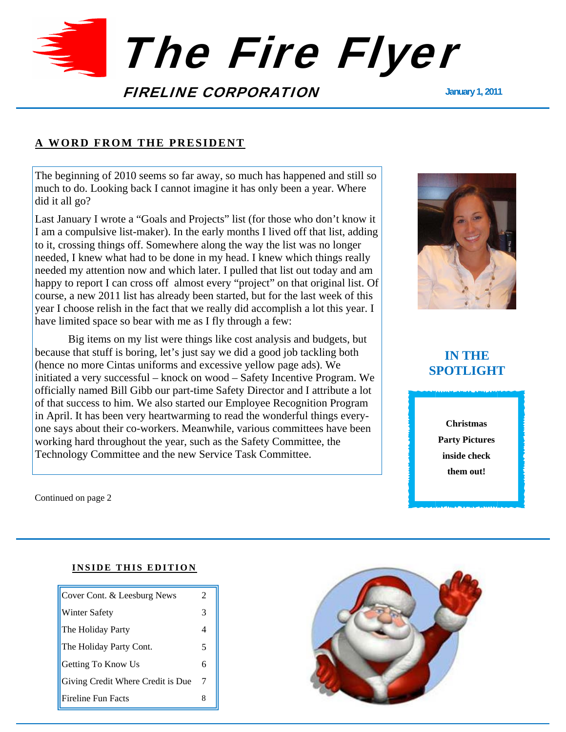# The Fire Flyer

**FIRELINE CORPORATION**

**January 1, 2011**

## A WORD FROM THE PRESIDENT

The beginning of 2010 seems so far away, so much has happened and still so much to do. Looking back I cannot imagine it has only been a year. Where did it all go?

Last January I wrote a "Goals and Projects" list (for those who don't know it I am a compulsive list-maker). In the early months I lived off that list, adding to it, crossing things off. Somewhere along the way the list was no longer needed, I knew what had to be done in my head. I knew which things really needed my attention now and which later. I pulled that list out today and am happy to report I can cross off almost every "project" on that original list. Of course, a new 2011 list has already been started, but for the last week of this year I choose relish in the fact that we really did accomplish a lot this year. I have limited space so bear with me as I fly through a few:

Big items on my list were things like cost analysis and budgets, but because that stuff is boring, let's just say we did a good job tackling both (hence no more Cintas uniforms and excessive yellow page ads). We initiated a very successful – knock on wood – Safety Incentive Program. We officially named Bill Gibb our part-time Safety Director and I attribute a lot of that success to him. We also started our Employee Recognition Program in April. It has been very heartwarming to read the wonderful things every-one says about their co-workers. Meanwhile, various committees have been working hard throughout the year, such as the Safety Committee, the Technology Committee and the new Service Task Committee.

Continued on page 2

## IN THE SPOTLIGHT

**Christmas Party Pictures inside check them out!**

## INSIDE THIS EDITION

| | |
|---|---|
| Cover Cont. & Leesburg News | 2 |
| Winter Safety | 3 |
| The Holiday Party | 4 |
| The Holiday Party Cont. | 5 |
| Getting To Know Us | 6 |
| Giving Credit Where Credit is Due | 7 |
| Fireline Fun Facts | 8 |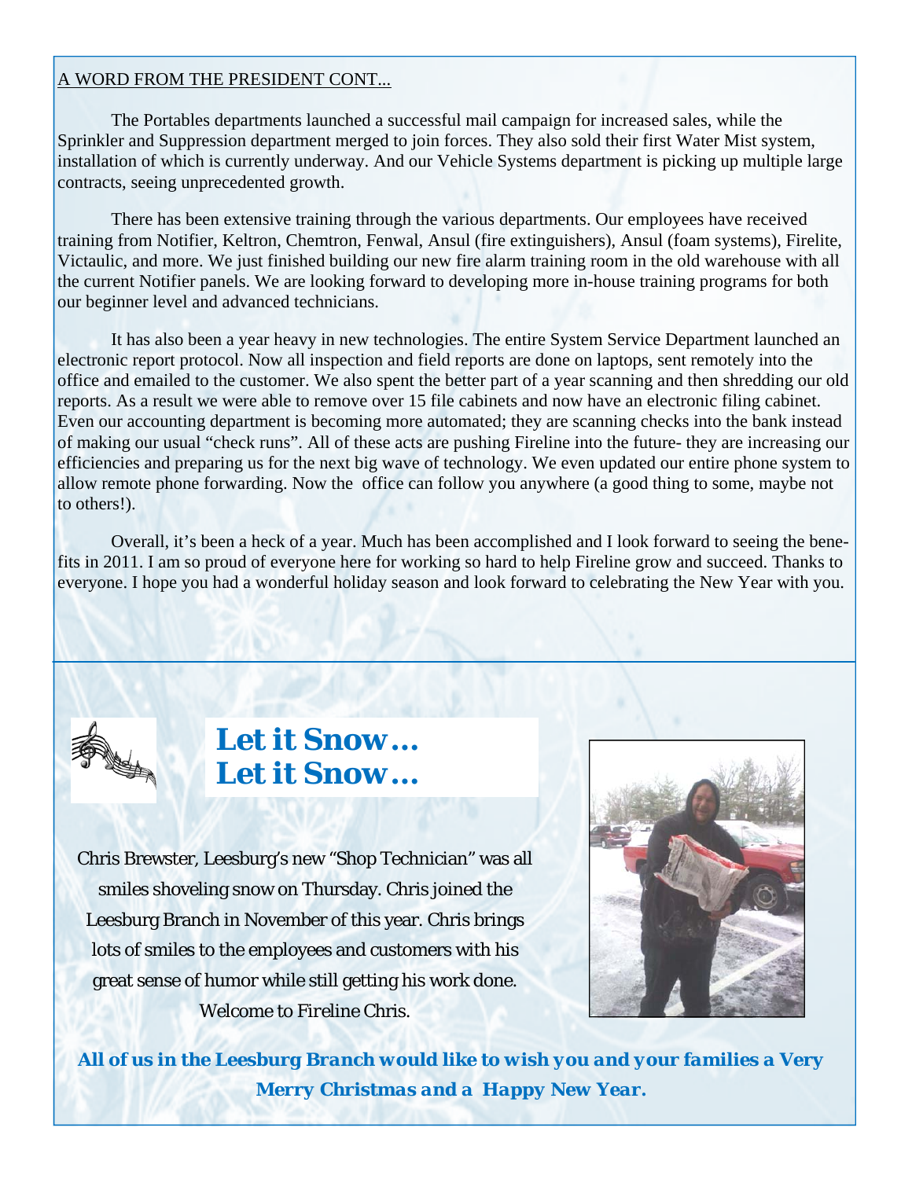A WORD FROM THE PRESIDENT CONT...

The Portables departments launched a successful mail campaign for increased sales, while the Sprinkler and Suppression department merged to join forces. They also sold their first Water Mist system, installation of which is currently underway. And our Vehicle Systems department is picking up multiple large contracts, seeing unprecedented growth.

There has been extensive training through the various departments. Our employees have received training from Notifier, Keltron, Chemtron, Fenwal, Ansul (fire extinguishers), Ansul (foam systems), Firelite, Victaulic, and more. We just finished building our new fire alarm training room in the old warehouse with all the current Notifier panels. We are looking forward to developing more in-house training programs for both our beginner level and advanced technicians.

It has also been a year heavy in new technologies. The entire System Service Department launched an electronic report protocol. Now all inspection and field reports are done on laptops, sent remotely into the office and emailed to the customer. We also spent the better part of a year scanning and then shredding our old reports. As a result we were able to remove over 15 file cabinets and now have an electronic filing cabinet. Even our accounting department is becoming more automated; they are scanning checks into the bank instead of making our usual "check runs". All of these acts are pushing Fireline into the future- they are increasing our efficiencies and preparing us for the next big wave of technology. We even updated our entire phone system to allow remote phone forwarding. Now the office can follow you anywhere (a good thing to some, maybe not to others!).

Overall, it's been a heck of a year. Much has been accomplished and I look forward to seeing the benefits in 2011. I am so proud of everyone here for working so hard to help Fireline grow and succeed. Thanks to everyone. I hope you had a wonderful holiday season and look forward to celebrating the New Year with you.

## *Let it Snow… Let it Snow…*

Chris Brewster, Leesburg's new "Shop Technician" was all smiles shoveling snow on Thursday. Chris joined the Leesburg Branch in November of this year. Chris brings lots of smiles to the employees and customers with his great sense of humor while still getting his work done. Welcome to Fireline Chris.

***All of us in the Leesburg Branch would like to wish you and your families a Very Merry Christmas and a Happy New Year.***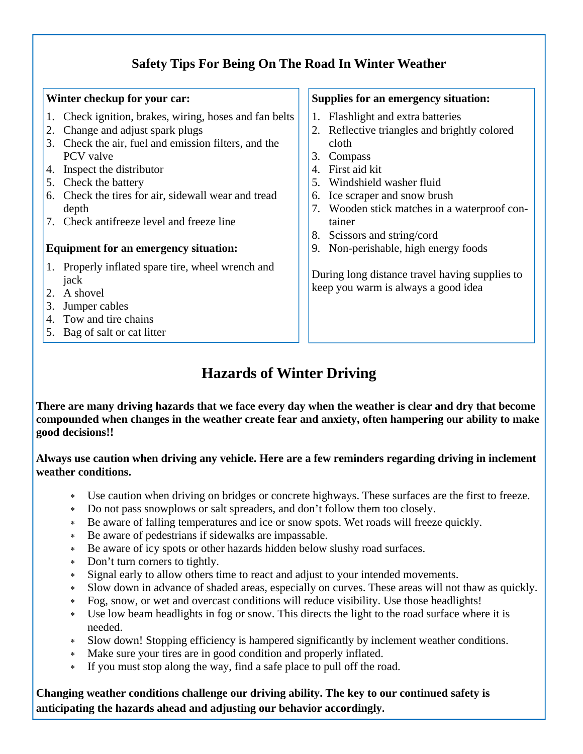## Safety Tips For Being On The Road In Winter Weather

**Winter checkup for your car:**

1. Check ignition, brakes, wiring, hoses and fan belts
2. Change and adjust spark plugs
3. Check the air, fuel and emission filters, and the PCV valve
4. Inspect the distributor
5. Check the battery
6. Check the tires for air, sidewall wear and tread depth
7. Check antifreeze level and freeze line

**Equipment for an emergency situation:**

1. Properly inflated spare tire, wheel wrench and jack
2. A shovel
3. Jumper cables
4. Tow and tire chains
5. Bag of salt or cat litter

**Supplies for an emergency situation:**

1. Flashlight and extra batteries
2. Reflective triangles and brightly colored cloth
3. Compass
4. First aid kit
5. Windshield washer fluid
6. Ice scraper and snow brush
7. Wooden stick matches in a waterproof container
8. Scissors and string/cord
9. Non-perishable, high energy foods

During long distance travel having supplies to keep you warm is always a good idea

## Hazards of Winter Driving

**There are many driving hazards that we face every day when the weather is clear and dry that become compounded when changes in the weather create fear and anxiety, often hampering our ability to make good decisions!!**

**Always use caution when driving any vehicle. Here are a few reminders regarding driving in inclement weather conditions.**

- Use caution when driving on bridges or concrete highways. These surfaces are the first to freeze.
- Do not pass snowplows or salt spreaders, and don't follow them too closely.
- Be aware of falling temperatures and ice or snow spots. Wet roads will freeze quickly.
- Be aware of pedestrians if sidewalks are impassable.
- Be aware of icy spots or other hazards hidden below slushy road surfaces.
- Don't turn corners to tightly.
- Signal early to allow others time to react and adjust to your intended movements.
- Slow down in advance of shaded areas, especially on curves. These areas will not thaw as quickly.
- Fog, snow, or wet and overcast conditions will reduce visibility. Use those headlights!
- Use low beam headlights in fog or snow. This directs the light to the road surface where it is needed.
- Slow down! Stopping efficiency is hampered significantly by inclement weather conditions.
- Make sure your tires are in good condition and properly inflated.
- If you must stop along the way, find a safe place to pull off the road.

**Changing weather conditions challenge our driving ability. The key to our continued safety is anticipating the hazards ahead and adjusting our behavior accordingly.**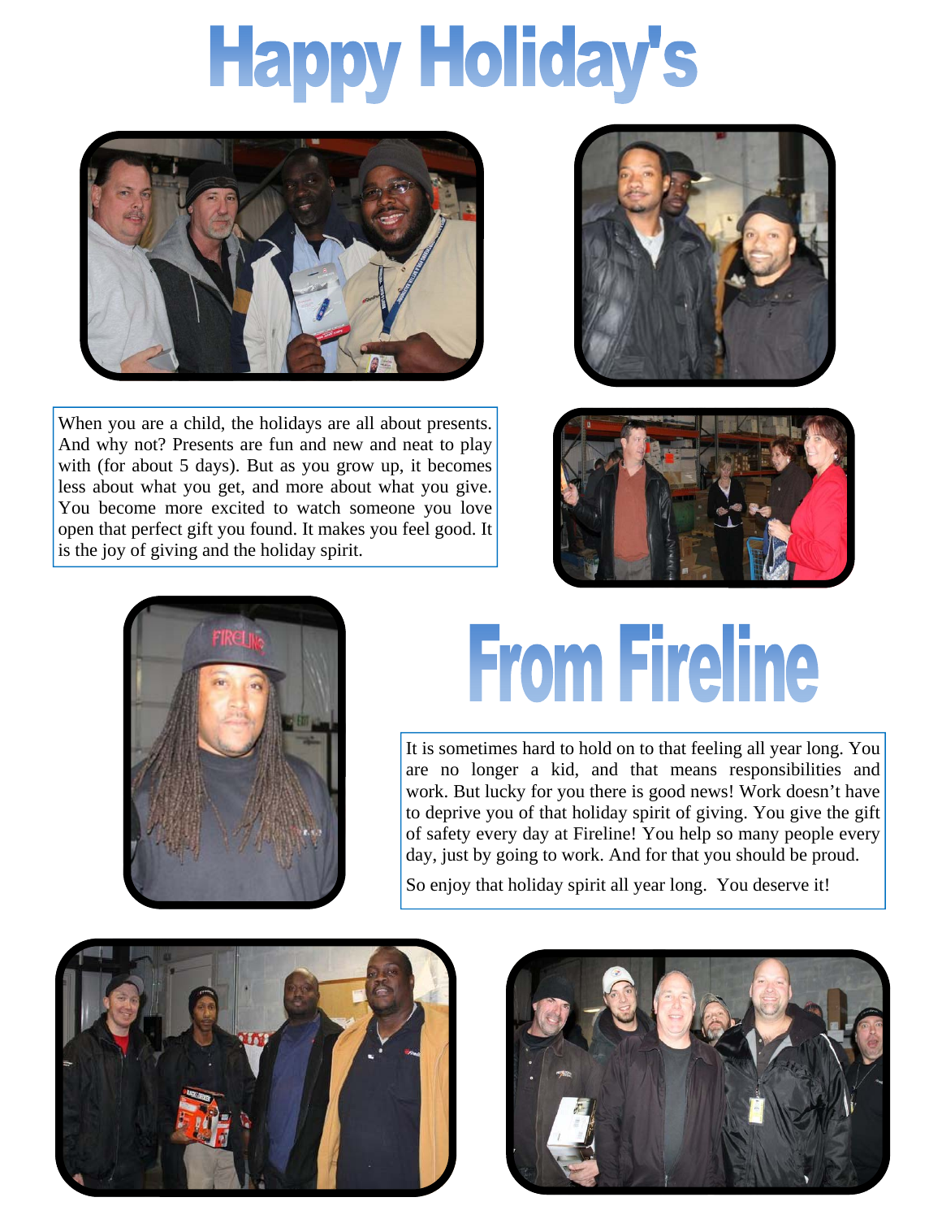# Happy Holiday's

When you are a child, the holidays are all about presents. And why not? Presents are fun and new and neat to play with (for about 5 days). But as you grow up, it becomes less about what you get, and more about what you give. You become more excited to watch someone you love open that perfect gift you found. It makes you feel good. It is the joy of giving and the holiday spirit.

# From Fireline

It is sometimes hard to hold on to that feeling all year long. You are no longer a kid, and that means responsibilities and work. But lucky for you there is good news! Work doesn't have to deprive you of that holiday spirit of giving. You give the gift of safety every day at Fireline! You help so many people every day, just by going to work. And for that you should be proud.

So enjoy that holiday spirit all year long. You deserve it!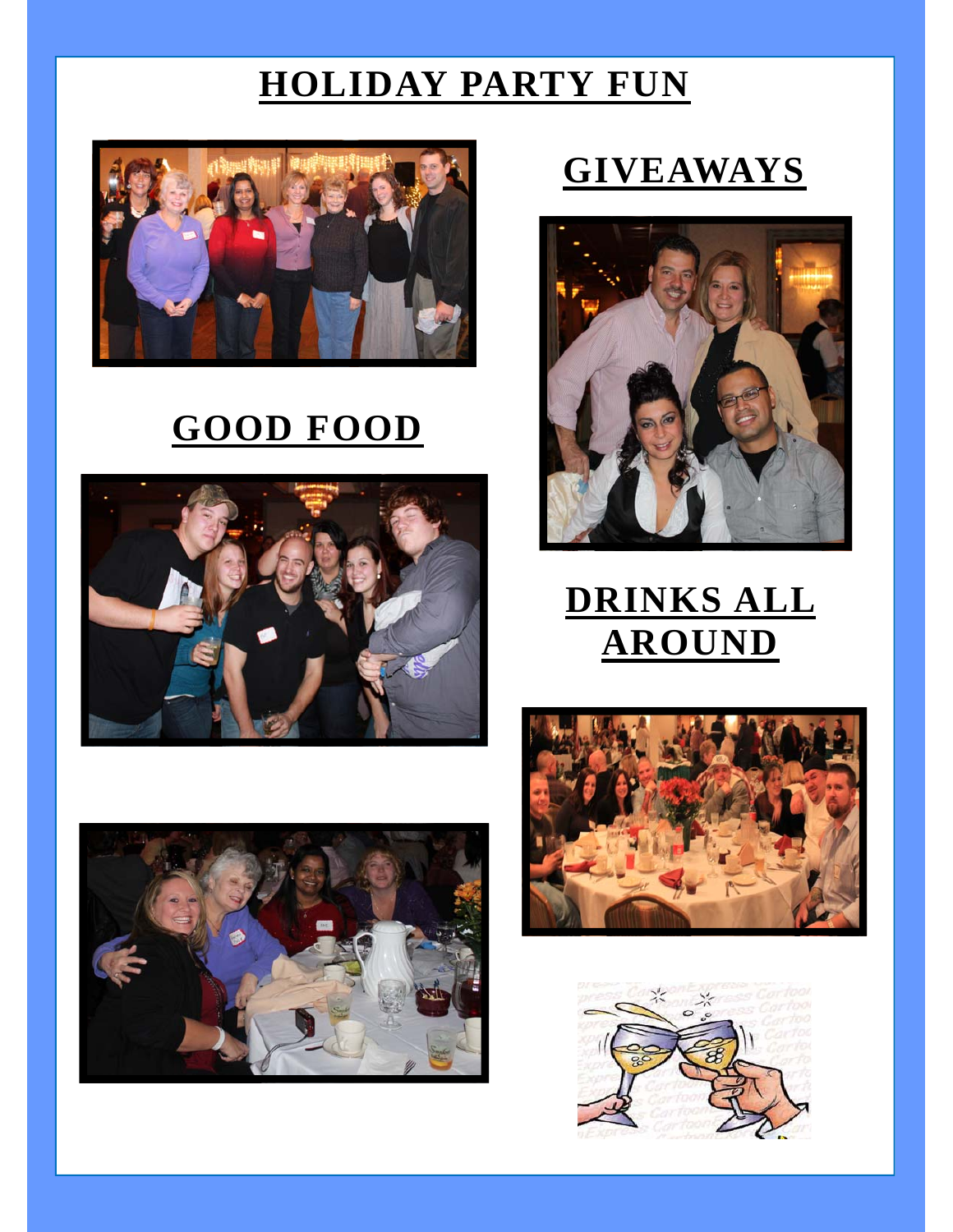# HOLIDAY PARTY FUN

## GIVEAWAYS

## GOOD FOOD

## DRINKS ALL AROUND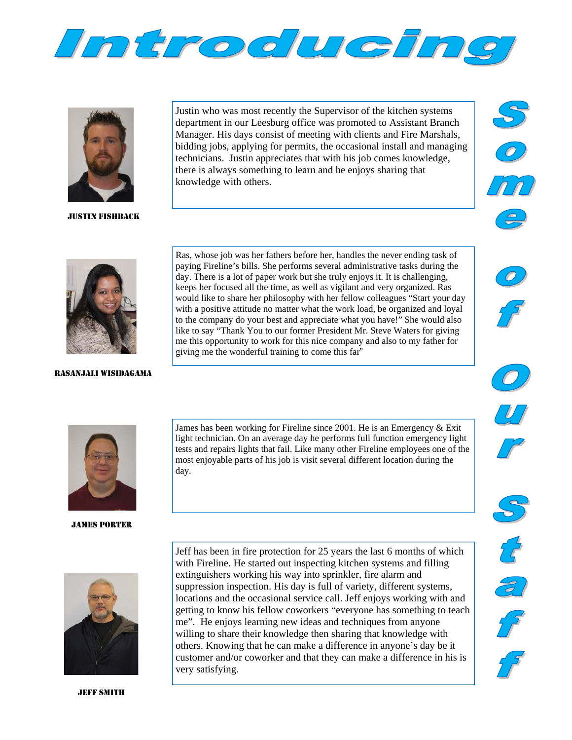# Introducing Some of Our Staff

**JUSTIN FISHBACK**

Justin who was most recently the Supervisor of the kitchen systems department in our Leesburg office was promoted to Assistant Branch Manager. His days consist of meeting with clients and Fire Marshals, bidding jobs, applying for permits, the occasional install and managing technicians. Justin appreciates that with his job comes knowledge, there is always something to learn and he enjoys sharing that knowledge with others.

**RASANJALI WISIDAGAMA**

Ras, whose job was her fathers before her, handles the never ending task of paying Fireline's bills. She performs several administrative tasks during the day. There is a lot of paper work but she truly enjoys it. It is challenging, keeps her focused all the time, as well as vigilant and very organized. Ras would like to share her philosophy with her fellow colleagues "Start your day with a positive attitude no matter what the work load, be organized and loyal to the company do your best and appreciate what you have!" She would also like to say "Thank You to our former President Mr. Steve Waters for giving me this opportunity to work for this nice company and also to my father for giving me the wonderful training to come this far"

**JAMES PORTER**

James has been working for Fireline since 2001. He is an Emergency & Exit light technician. On an average day he performs full function emergency light tests and repairs lights that fail. Like many other Fireline employees one of the most enjoyable parts of his job is visit several different location during the day.

**JEFF SMITH**

Jeff has been in fire protection for 25 years the last 6 months of which with Fireline. He started out inspecting kitchen systems and filling extinguishers working his way into sprinkler, fire alarm and suppression inspection. His day is full of variety, different systems, locations and the occasional service call. Jeff enjoys working with and getting to know his fellow coworkers "everyone has something to teach me". He enjoys learning new ideas and techniques from anyone willing to share their knowledge then sharing that knowledge with others. Knowing that he can make a difference in anyone's day be it customer and/or coworker and that they can make a difference in his is very satisfying.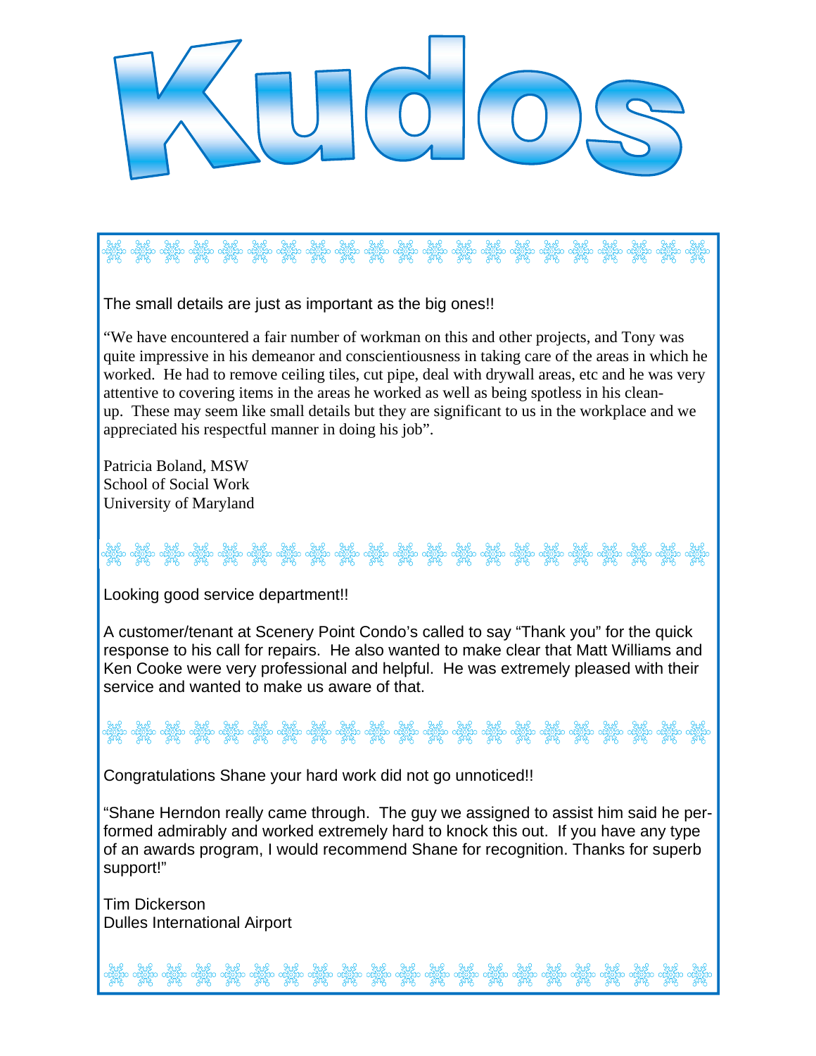# Kudos

The small details are just as important as the big ones!!

"We have encountered a fair number of workman on this and other projects, and Tony was quite impressive in his demeanor and conscientiousness in taking care of the areas in which he worked. He had to remove ceiling tiles, cut pipe, deal with drywall areas, etc and he was very attentive to covering items in the areas he worked as well as being spotless in his clean-up. These may seem like small details but they are significant to us in the workplace and we appreciated his respectful manner in doing his job".

Patricia Boland, MSW
School of Social Work
University of Maryland

---

Looking good service department!!

A customer/tenant at Scenery Point Condo's called to say "Thank you" for the quick response to his call for repairs. He also wanted to make clear that Matt Williams and Ken Cooke were very professional and helpful. He was extremely pleased with their service and wanted to make us aware of that.

---

Congratulations Shane your hard work did not go unnoticed!!

"Shane Herndon really came through. The guy we assigned to assist him said he performed admirably and worked extremely hard to knock this out. If you have any type of an awards program, I would recommend Shane for recognition. Thanks for superb support!"

Tim Dickerson
Dulles International Airport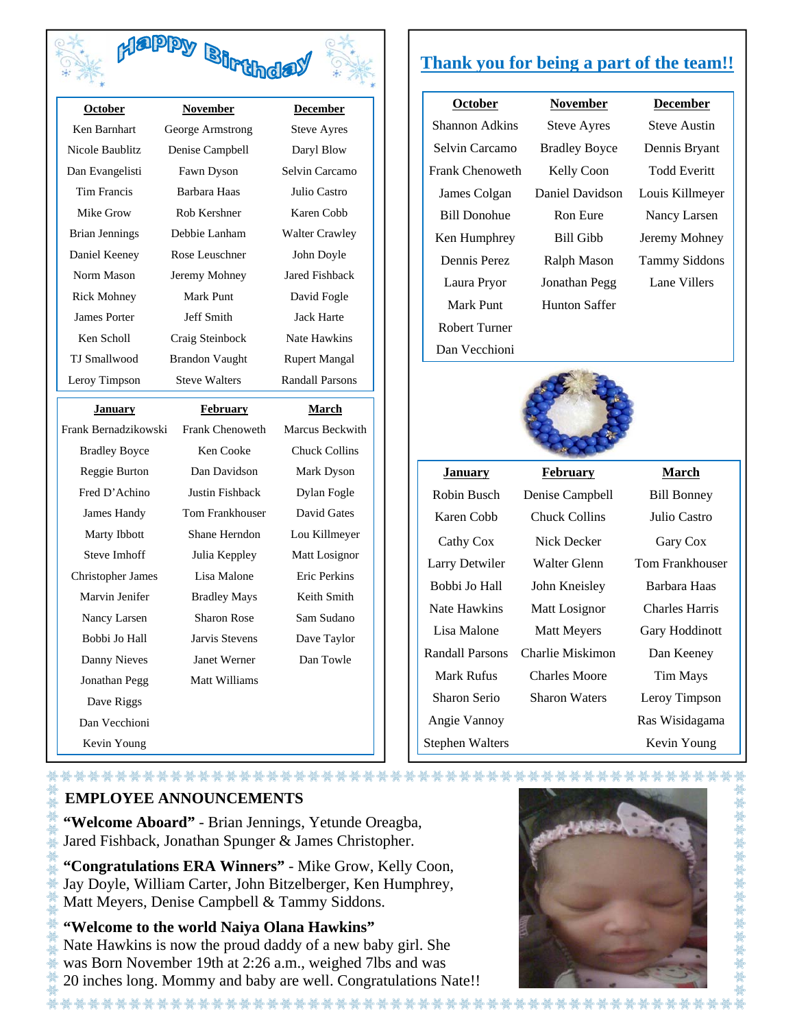# Happy Birthday

| October | November | December |
|---|---|---|
| Ken Barnhart | George Armstrong | Steve Ayres |
| Nicole Baublitz | Denise Campbell | Daryl Blow |
| Dan Evangelisti | Fawn Dyson | Selvin Carcamo |
| Tim Francis | Barbara Haas | Julio Castro |
| Mike Grow | Rob Kershner | Karen Cobb |
| Brian Jennings | Debbie Lanham | Walter Crawley |
| Daniel Keeney | Rose Leuschner | John Doyle |
| Norm Mason | Jeremy Mohney | Jared Fishback |
| Rick Mohney | Mark Punt | David Fogle |
| James Porter | Jeff Smith | Jack Harte |
| Ken Scholl | Craig Steinbock | Nate Hawkins |
| TJ Smallwood | Brandon Vaught | Rupert Mangal |
| Leroy Timpson | Steve Walters | Randall Parsons |

| January | February | March |
|---|---|---|
| Frank Bernadzikowski | Frank Chenoweth | Marcus Beckwith |
| Bradley Boyce | Ken Cooke | Chuck Collins |
| Reggie Burton | Dan Davidson | Mark Dyson |
| Fred D'Achino | Justin Fishback | Dylan Fogle |
| James Handy | Tom Frankhouser | David Gates |
| Marty Ibbott | Shane Herndon | Lou Killmeyer |
| Steve Imhoff | Julia Keppley | Matt Losignor |
| Christopher James | Lisa Malone | Eric Perkins |
| Marvin Jenifer | Bradley Mays | Keith Smith |
| Nancy Larsen | Sharon Rose | Sam Sudano |
| Bobbi Jo Hall | Jarvis Stevens | Dave Taylor |
| Danny Nieves | Janet Werner | Dan Towle |
| Jonathan Pegg | Matt Williams | |
| Dave Riggs | | |
| Dan Vecchioni | | |
| Kevin Young | | |

# Thank you for being a part of the team!!

| October | November | December |
|---|---|---|
| Shannon Adkins | Steve Ayres | Steve Austin |
| Selvin Carcamo | Bradley Boyce | Dennis Bryant |
| Frank Chenoweth | Kelly Coon | Todd Everitt |
| James Colgan | Daniel Davidson | Louis Killmeyer |
| Bill Donohue | Ron Eure | Nancy Larsen |
| Ken Humphrey | Bill Gibb | Jeremy Mohney |
| Dennis Perez | Ralph Mason | Tammy Siddons |
| Laura Pryor | Jonathan Pegg | Lane Villers |
| Mark Punt | Hunton Saffer | |
| Robert Turner | | |
| Dan Vecchioni | | |

| January | February | March |
|---|---|---|
| Robin Busch | Denise Campbell | Bill Bonney |
| Karen Cobb | Chuck Collins | Julio Castro |
| Cathy Cox | Nick Decker | Gary Cox |
| Larry Detwiler | Walter Glenn | Tom Frankhouser |
| Bobbi Jo Hall | John Kneisley | Barbara Haas |
| Nate Hawkins | Matt Losignor | Charles Harris |
| Lisa Malone | Matt Meyers | Gary Hoddinott |
| Randall Parsons | Charlie Miskimon | Dan Keeney |
| Mark Rufus | Charles Moore | Tim Mays |
| Sharon Serio | Sharon Waters | Leroy Timpson |
| Angie Vannoy | | Ras Wisidagama |
| Stephen Walters | | Kevin Young |

## EMPLOYEE ANNOUNCEMENTS

**"Welcome Aboard"** - Brian Jennings, Yetunde Oreagba, Jared Fishback, Jonathan Spunger & James Christopher.

**"Congratulations ERA Winners"** - Mike Grow, Kelly Coon, Jay Doyle, William Carter, John Bitzelberger, Ken Humphrey, Matt Meyers, Denise Campbell & Tammy Siddons.

**"Welcome to the world Naiya Olana Hawkins"**
Nate Hawkins is now the proud daddy of a new baby girl. She was Born November 19th at 2:26 a.m., weighed 7lbs and was 20 inches long. Mommy and baby are well. Congratulations Nate!!